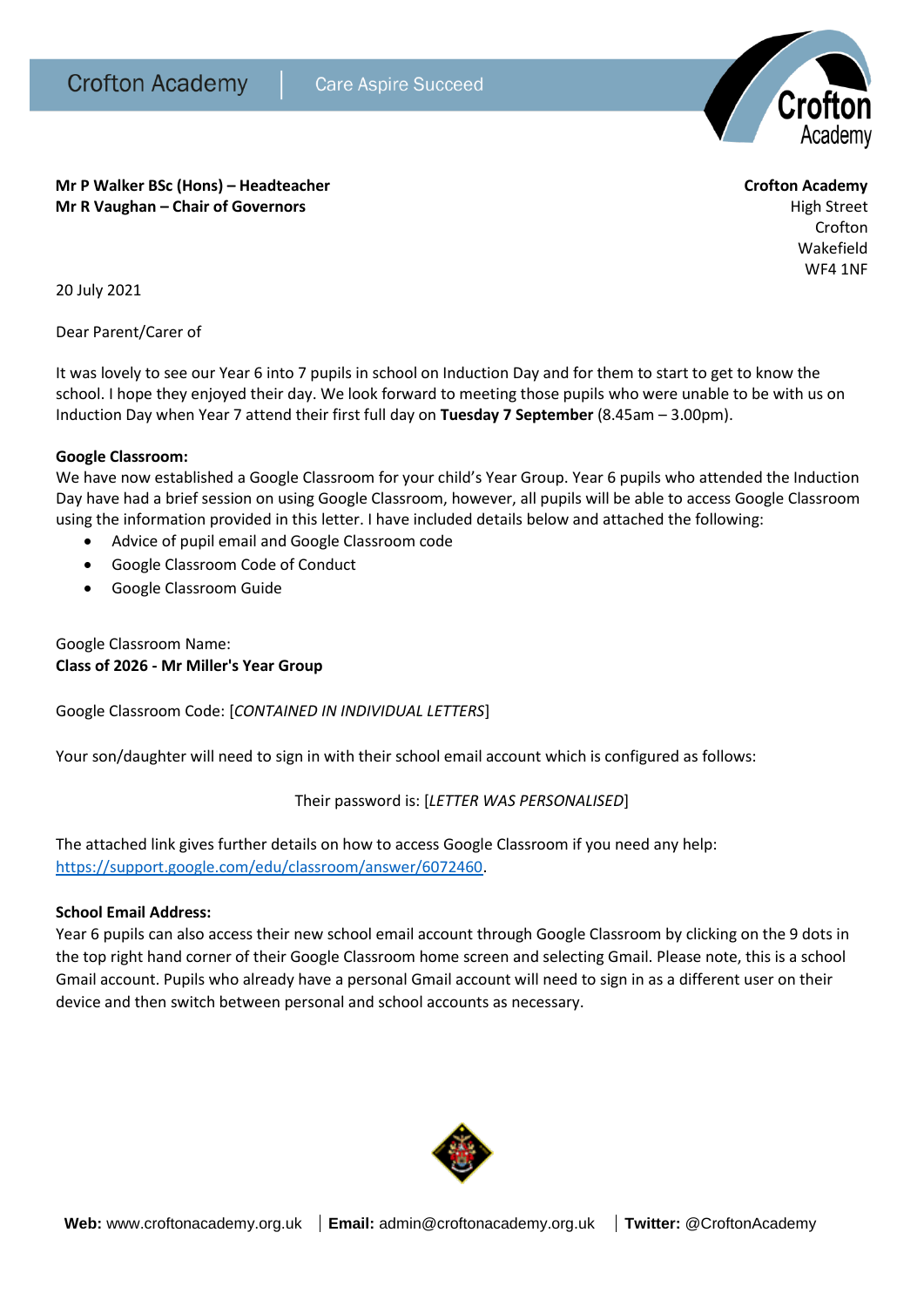Crofton Academy | Care Aspire Succeed

**Mr P Walker BSc (Hons) – Headteacher**
**Mr R Vaughan – Chair of Governors**

**Crofton Academy**
High Street
Crofton
Wakefield
WF4 1NF

20 July 2021

Dear Parent/Carer of

It was lovely to see our Year 6 into 7 pupils in school on Induction Day and for them to start to get to know the school. I hope they enjoyed their day. We look forward to meeting those pupils who were unable to be with us on Induction Day when Year 7 attend their first full day on **Tuesday 7 September** (8.45am – 3.00pm).

**Google Classroom:**
We have now established a Google Classroom for your child's Year Group. Year 6 pupils who attended the Induction Day have had a brief session on using Google Classroom, however, all pupils will be able to access Google Classroom using the information provided in this letter. I have included details below and attached the following:

- Advice of pupil email and Google Classroom code
- Google Classroom Code of Conduct
- Google Classroom Guide

Google Classroom Name:
**Class of 2026 - Mr Miller's Year Group**

Google Classroom Code: [*CONTAINED IN INDIVIDUAL LETTERS*]

Your son/daughter will need to sign in with their school email account which is configured as follows:

Their password is: [*LETTER WAS PERSONALISED*]

The attached link gives further details on how to access Google Classroom if you need any help: [https://support.google.com/edu/classroom/answer/6072460](https://support.google.com/edu/classroom/answer/6072460).

**School Email Address:**
Year 6 pupils can also access their new school email account through Google Classroom by clicking on the 9 dots in the top right hand corner of their Google Classroom home screen and selecting Gmail. Please note, this is a school Gmail account. Pupils who already have a personal Gmail account will need to sign in as a different user on their device and then switch between personal and school accounts as necessary.

**Web:** www.croftonacademy.org.uk | **Email:** admin@croftonacademy.org.uk | **Twitter:** @CroftonAcademy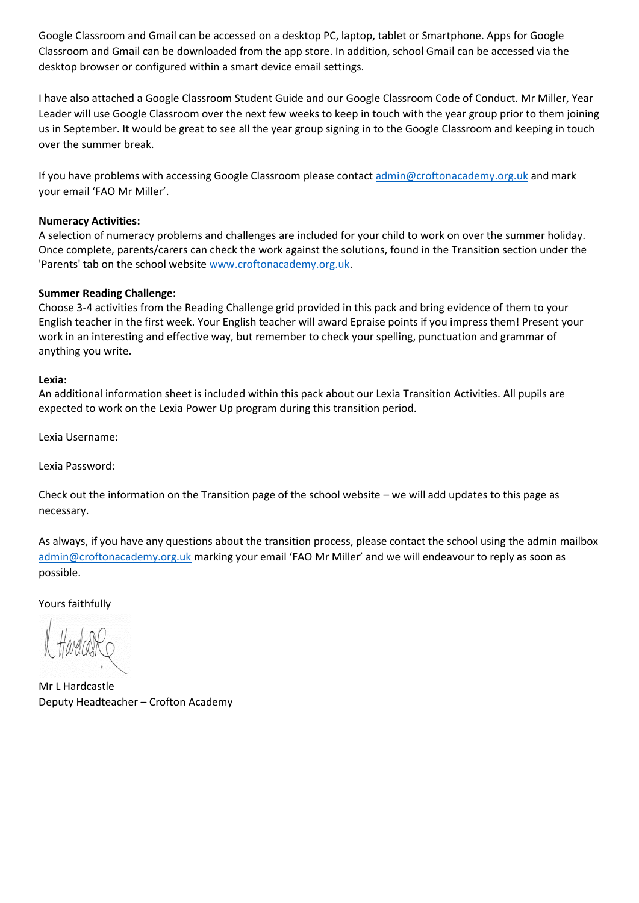Google Classroom and Gmail can be accessed on a desktop PC, laptop, tablet or Smartphone. Apps for Google Classroom and Gmail can be downloaded from the app store. In addition, school Gmail can be accessed via the desktop browser or configured within a smart device email settings.

I have also attached a Google Classroom Student Guide and our Google Classroom Code of Conduct. Mr Miller, Year Leader will use Google Classroom over the next few weeks to keep in touch with the year group prior to them joining us in September. It would be great to see all the year group signing in to the Google Classroom and keeping in touch over the summer break.

If you have problems with accessing Google Classroom please contact admin@croftonacademy.org.uk and mark your email 'FAO Mr Miller'.

**Numeracy Activities:**
A selection of numeracy problems and challenges are included for your child to work on over the summer holiday. Once complete, parents/carers can check the work against the solutions, found in the Transition section under the 'Parents' tab on the school website www.croftonacademy.org.uk.

**Summer Reading Challenge:**
Choose 3-4 activities from the Reading Challenge grid provided in this pack and bring evidence of them to your English teacher in the first week. Your English teacher will award Epraise points if you impress them! Present your work in an interesting and effective way, but remember to check your spelling, punctuation and grammar of anything you write.

**Lexia:**
An additional information sheet is included within this pack about our Lexia Transition Activities. All pupils are expected to work on the Lexia Power Up program during this transition period.

Lexia Username:

Lexia Password:

Check out the information on the Transition page of the school website – we will add updates to this page as necessary.

As always, if you have any questions about the transition process, please contact the school using the admin mailbox admin@croftonacademy.org.uk marking your email 'FAO Mr Miller' and we will endeavour to reply as soon as possible.

Yours faithfully

Mr L Hardcastle
Deputy Headteacher – Crofton Academy